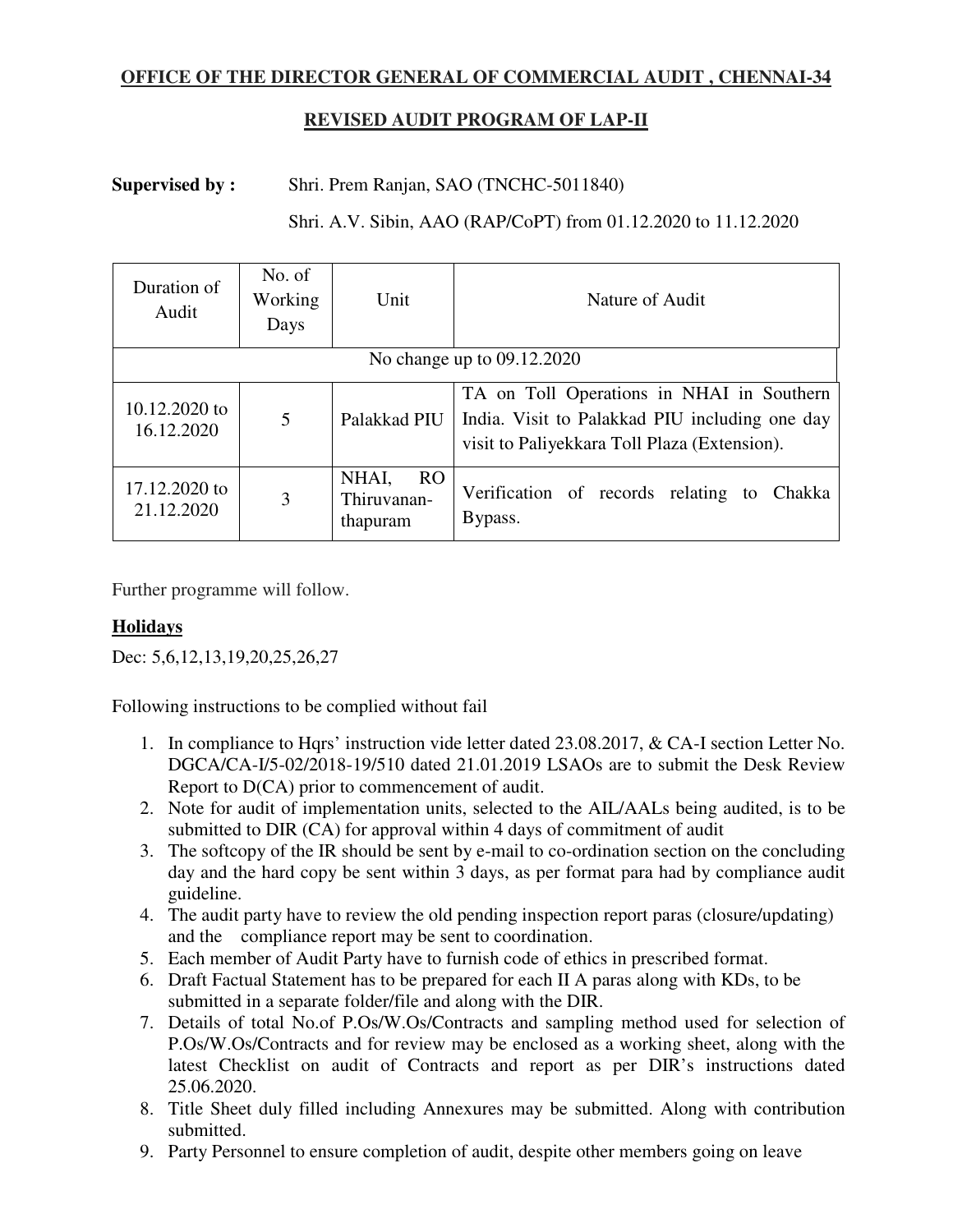**OFFICE OF THE DIRECTOR GENERAL OF COMMERCIAL AUDIT , CHENNAI-34**

**REVISED AUDIT PROGRAM OF LAP-II**

**Supervised by :** Shri. Prem Ranjan, SAO (TNCHC-5011840)

Shri. A.V. Sibin, AAO (RAP/CoPT) from 01.12.2020 to 11.12.2020

| Duration of Audit | No. of Working Days | Unit | Nature of Audit |
|---|---|---|---|
| No change up to 09.12.2020 | | | |
| 10.12.2020 to 16.12.2020 | 5 | Palakkad PIU | TA on Toll Operations in NHAI in Southern India. Visit to Palakkad PIU including one day visit to Paliyekkara Toll Plaza (Extension). |
| 17.12.2020 to 21.12.2020 | 3 | NHAI, RO Thiruvananthapuram | Verification of records relating to Chakka Bypass. |

Further programme will follow.

**Holidays**

Dec: 5,6,12,13,19,20,25,26,27

Following instructions to be complied without fail

1. In compliance to Hqrs' instruction vide letter dated 23.08.2017, & CA-I section Letter No. DGCA/CA-I/5-02/2018-19/510 dated 21.01.2019 LSAOs are to submit the Desk Review Report to D(CA) prior to commencement of audit.
2. Note for audit of implementation units, selected to the AIL/AALs being audited, is to be submitted to DIR (CA) for approval within 4 days of commitment of audit
3. The softcopy of the IR should be sent by e-mail to co-ordination section on the concluding day and the hard copy be sent within 3 days, as per format para had by compliance audit guideline.
4. The audit party have to review the old pending inspection report paras (closure/updating) and the compliance report may be sent to coordination.
5. Each member of Audit Party have to furnish code of ethics in prescribed format.
6. Draft Factual Statement has to be prepared for each II A paras along with KDs, to be submitted in a separate folder/file and along with the DIR.
7. Details of total No.of P.Os/W.Os/Contracts and sampling method used for selection of P.Os/W.Os/Contracts and for review may be enclosed as a working sheet, along with the latest Checklist on audit of Contracts and report as per DIR's instructions dated 25.06.2020.
8. Title Sheet duly filled including Annexures may be submitted. Along with contribution submitted.
9. Party Personnel to ensure completion of audit, despite other members going on leave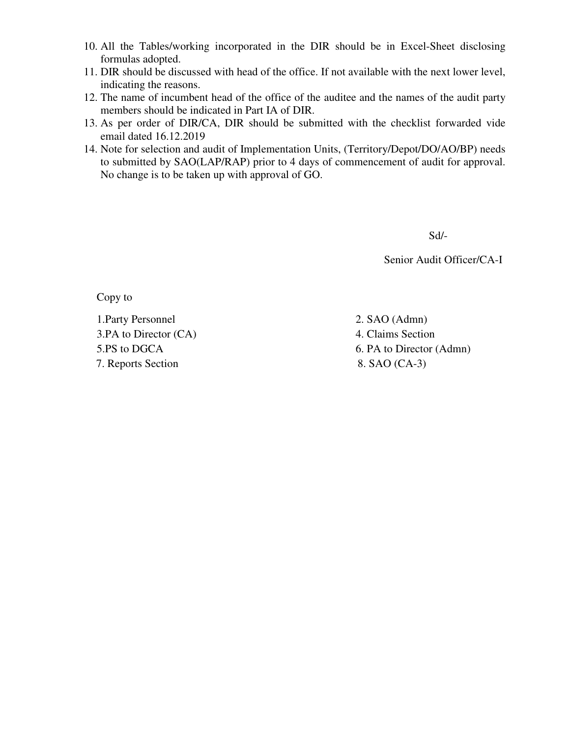10. All the Tables/working incorporated in the DIR should be in Excel-Sheet disclosing formulas adopted.
11. DIR should be discussed with head of the office. If not available with the next lower level, indicating the reasons.
12. The name of incumbent head of the office of the auditee and the names of the audit party members should be indicated in Part IA of DIR.
13. As per order of DIR/CA, DIR should be submitted with the checklist forwarded vide email dated 16.12.2019
14. Note for selection and audit of Implementation Units, (Territory/Depot/DO/AO/BP) needs to submitted by SAO(LAP/RAP) prior to 4 days of commencement of audit for approval. No change is to be taken up with approval of GO.

Sd/-

Senior Audit Officer/CA-I

Copy to

1. Party Personnel
2. SAO (Admn)
3. PA to Director (CA)
4. Claims Section
5. PS to DGCA
6. PA to Director (Admn)
7. Reports Section
8. SAO (CA-3)